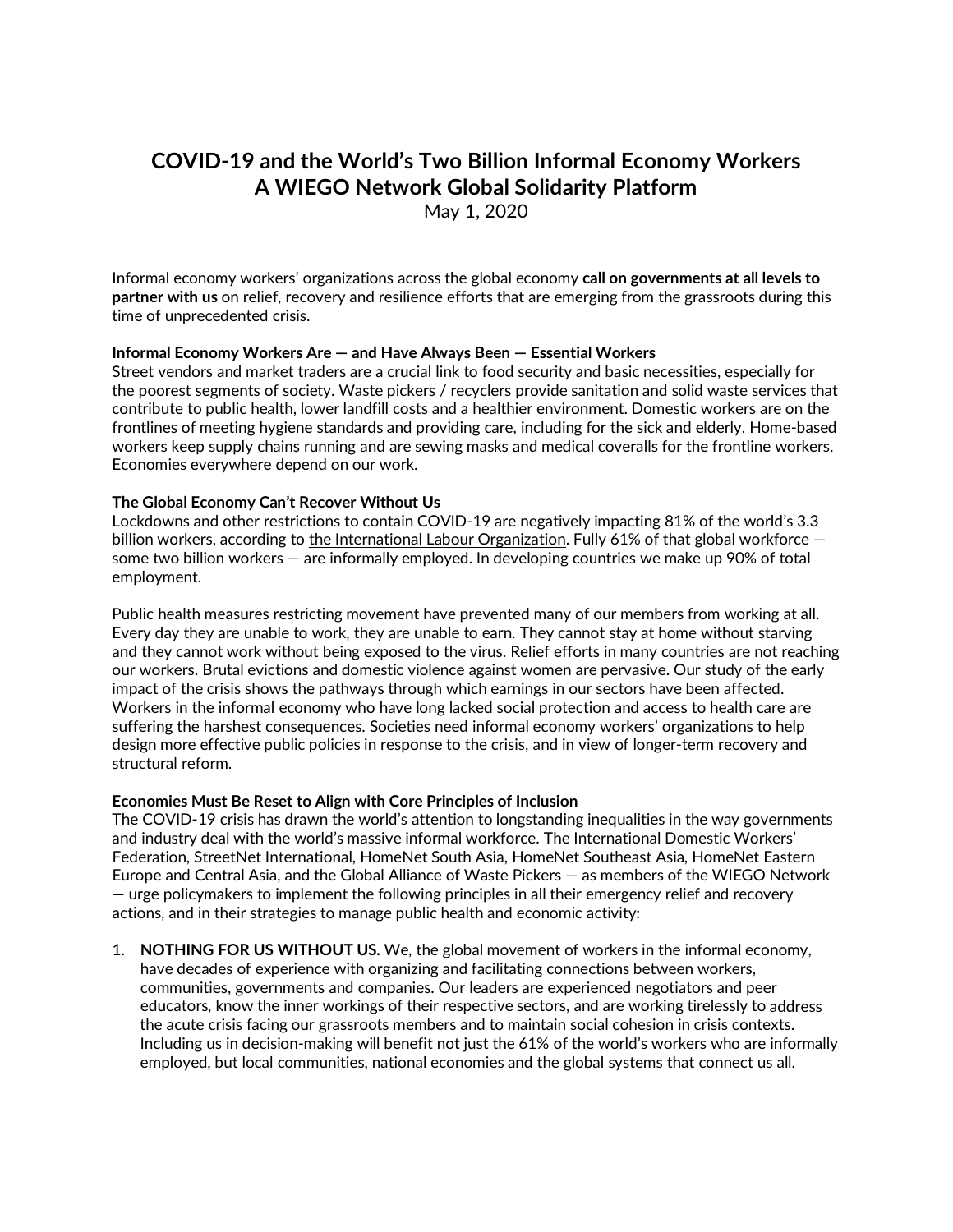# COVID-19 and the World's Two Billion Informal Economy Workers
# A WIEGO Network Global Solidarity Platform

May 1, 2020

Informal economy workers' organizations across the global economy **call on governments at all levels to partner with us** on relief, recovery and resilience efforts that are emerging from the grassroots during this time of unprecedented crisis.

**Informal Economy Workers Are — and Have Always Been — Essential Workers**

Street vendors and market traders are a crucial link to food security and basic necessities, especially for the poorest segments of society. Waste pickers / recyclers provide sanitation and solid waste services that contribute to public health, lower landfill costs and a healthier environment. Domestic workers are on the frontlines of meeting hygiene standards and providing care, including for the sick and elderly. Home-based workers keep supply chains running and are sewing masks and medical coveralls for the frontline workers. Economies everywhere depend on our work.

**The Global Economy Can't Recover Without Us**

Lockdowns and other restrictions to contain COVID-19 are negatively impacting 81% of the world's 3.3 billion workers, according to the International Labour Organization. Fully 61% of that global workforce — some two billion workers — are informally employed. In developing countries we make up 90% of total employment.

Public health measures restricting movement have prevented many of our members from working at all. Every day they are unable to work, they are unable to earn. They cannot stay at home without starving and they cannot work without being exposed to the virus. Relief efforts in many countries are not reaching our workers. Brutal evictions and domestic violence against women are pervasive. Our study of the early impact of the crisis shows the pathways through which earnings in our sectors have been affected. Workers in the informal economy who have long lacked social protection and access to health care are suffering the harshest consequences. Societies need informal economy workers' organizations to help design more effective public policies in response to the crisis, and in view of longer-term recovery and structural reform.

**Economies Must Be Reset to Align with Core Principles of Inclusion**

The COVID-19 crisis has drawn the world's attention to longstanding inequalities in the way governments and industry deal with the world's massive informal workforce. The International Domestic Workers' Federation, StreetNet International, HomeNet South Asia, HomeNet Southeast Asia, HomeNet Eastern Europe and Central Asia, and the Global Alliance of Waste Pickers — as members of the WIEGO Network — urge policymakers to implement the following principles in all their emergency relief and recovery actions, and in their strategies to manage public health and economic activity:

1. **NOTHING FOR US WITHOUT US.** We, the global movement of workers in the informal economy, have decades of experience with organizing and facilitating connections between workers, communities, governments and companies. Our leaders are experienced negotiators and peer educators, know the inner workings of their respective sectors, and are working tirelessly to address the acute crisis facing our grassroots members and to maintain social cohesion in crisis contexts. Including us in decision-making will benefit not just the 61% of the world's workers who are informally employed, but local communities, national economies and the global systems that connect us all.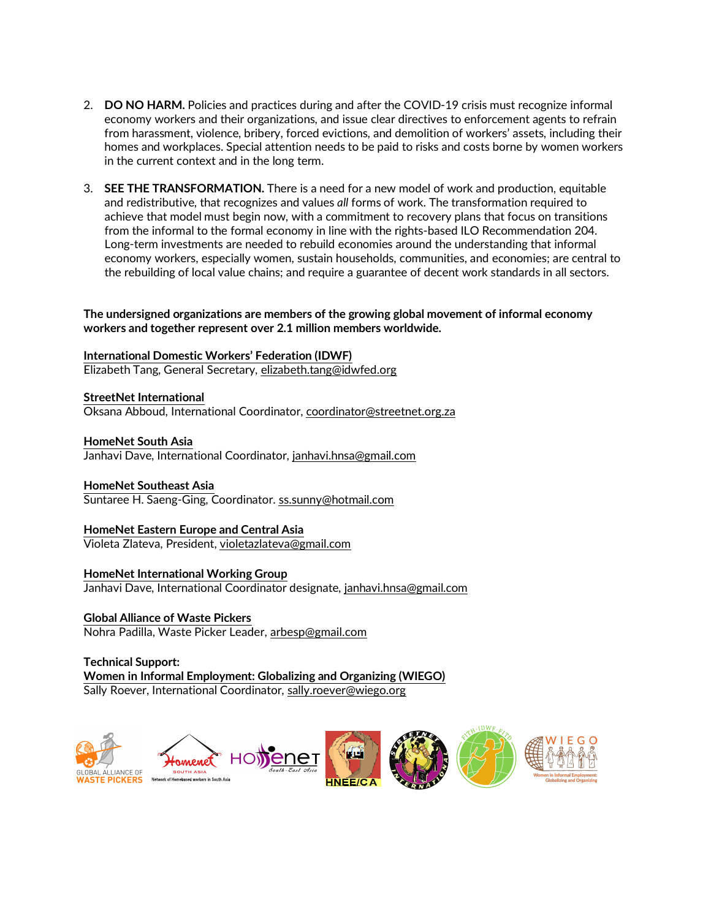2. **DO NO HARM.** Policies and practices during and after the COVID-19 crisis must recognize informal economy workers and their organizations, and issue clear directives to enforcement agents to refrain from harassment, violence, bribery, forced evictions, and demolition of workers' assets, including their homes and workplaces. Special attention needs to be paid to risks and costs borne by women workers in the current context and in the long term.

3. **SEE THE TRANSFORMATION.** There is a need for a new model of work and production, equitable and redistributive, that recognizes and values *all* forms of work. The transformation required to achieve that model must begin now, with a commitment to recovery plans that focus on transitions from the informal to the formal economy in line with the rights-based ILO Recommendation 204. Long-term investments are needed to rebuild economies around the understanding that informal economy workers, especially women, sustain households, communities, and economies; are central to the rebuilding of local value chains; and require a guarantee of decent work standards in all sectors.

**The undersigned organizations are members of the growing global movement of informal economy workers and together represent over 2.1 million members worldwide.**

**International Domestic Workers' Federation (IDWF)**
Elizabeth Tang, General Secretary, elizabeth.tang@idwfed.org

**StreetNet International**
Oksana Abboud, International Coordinator, coordinator@streetnet.org.za

**HomeNet South Asia**
Janhavi Dave, International Coordinator, janhavi.hnsa@gmail.com

**HomeNet Southeast Asia**
Suntaree H. Saeng-Ging, Coordinator. ss.sunny@hotmail.com

**HomeNet Eastern Europe and Central Asia**
Violeta Zlateva, President, violetazlateva@gmail.com

**HomeNet International Working Group**
Janhavi Dave, International Coordinator designate, janhavi.hnsa@gmail.com

**Global Alliance of Waste Pickers**
Nohra Padilla, Waste Picker Leader, arbesp@gmail.com

**Technical Support:**
**Women in Informal Employment: Globalizing and Organizing (WIEGO)**
Sally Roever, International Coordinator, sally.roever@wiego.org